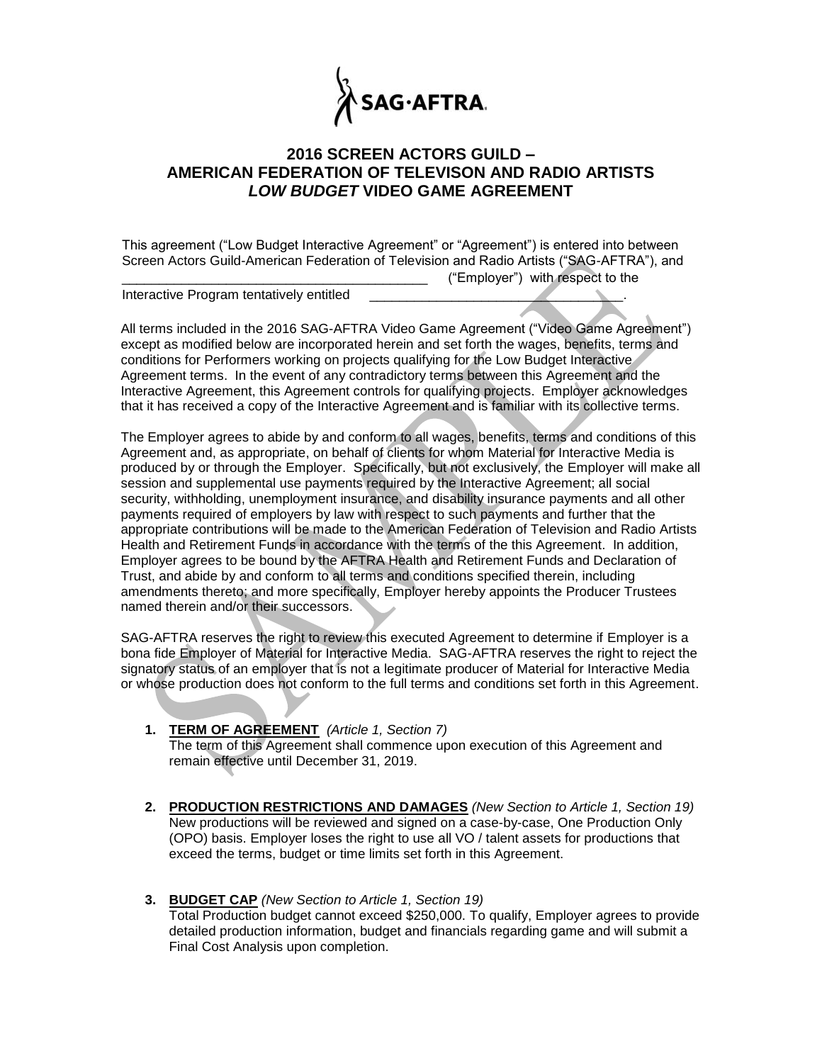SAG·AFTRA

# 2016 SCREEN ACTORS GUILD – AMERICAN FEDERATION OF TELEVISON AND RADIO ARTISTS *LOW BUDGET* VIDEO GAME AGREEMENT

This agreement ("Low Budget Interactive Agreement" or "Agreement") is entered into between Screen Actors Guild-American Federation of Television and Radio Artists ("SAG-AFTRA"), and \_\_\_\_\_\_\_\_\_\_\_\_\_\_\_\_\_\_\_\_\_\_\_\_\_\_\_\_\_\_\_\_\_\_\_\_\_\_\_\_\_\_\_\_\_ ("Employer") with respect to the Interactive Program tentatively entitled \_\_\_\_\_\_\_\_\_\_\_\_\_\_\_\_\_\_\_\_\_\_\_\_\_\_\_\_\_\_\_\_\_\_\_\_.

All terms included in the 2016 SAG-AFTRA Video Game Agreement ("Video Game Agreement") except as modified below are incorporated herein and set forth the wages, benefits, terms and conditions for Performers working on projects qualifying for the Low Budget Interactive Agreement terms. In the event of any contradictory terms between this Agreement and the Interactive Agreement, this Agreement controls for qualifying projects. Employer acknowledges that it has received a copy of the Interactive Agreement and is familiar with its collective terms.

The Employer agrees to abide by and conform to all wages, benefits, terms and conditions of this Agreement and, as appropriate, on behalf of clients for whom Material for Interactive Media is produced by or through the Employer. Specifically, but not exclusively, the Employer will make all session and supplemental use payments required by the Interactive Agreement; all social security, withholding, unemployment insurance, and disability insurance payments and all other payments required of employers by law with respect to such payments and further that the appropriate contributions will be made to the American Federation of Television and Radio Artists Health and Retirement Funds in accordance with the terms of the this Agreement. In addition, Employer agrees to be bound by the AFTRA Health and Retirement Funds and Declaration of Trust, and abide by and conform to all terms and conditions specified therein, including amendments thereto; and more specifically, Employer hereby appoints the Producer Trustees named therein and/or their successors.

SAG-AFTRA reserves the right to review this executed Agreement to determine if Employer is a bona fide Employer of Material for Interactive Media. SAG-AFTRA reserves the right to reject the signatory status of an employer that is not a legitimate producer of Material for Interactive Media or whose production does not conform to the full terms and conditions set forth in this Agreement.

1. **TERM OF AGREEMENT** *(Article 1, Section 7)*
   The term of this Agreement shall commence upon execution of this Agreement and remain effective until December 31, 2019.

2. **PRODUCTION RESTRICTIONS AND DAMAGES** *(New Section to Article 1, Section 19)*
   New productions will be reviewed and signed on a case-by-case, One Production Only (OPO) basis. Employer loses the right to use all VO / talent assets for productions that exceed the terms, budget or time limits set forth in this Agreement.

3. **BUDGET CAP** *(New Section to Article 1, Section 19)*
   Total Production budget cannot exceed $250,000. To qualify, Employer agrees to provide detailed production information, budget and financials regarding game and will submit a Final Cost Analysis upon completion.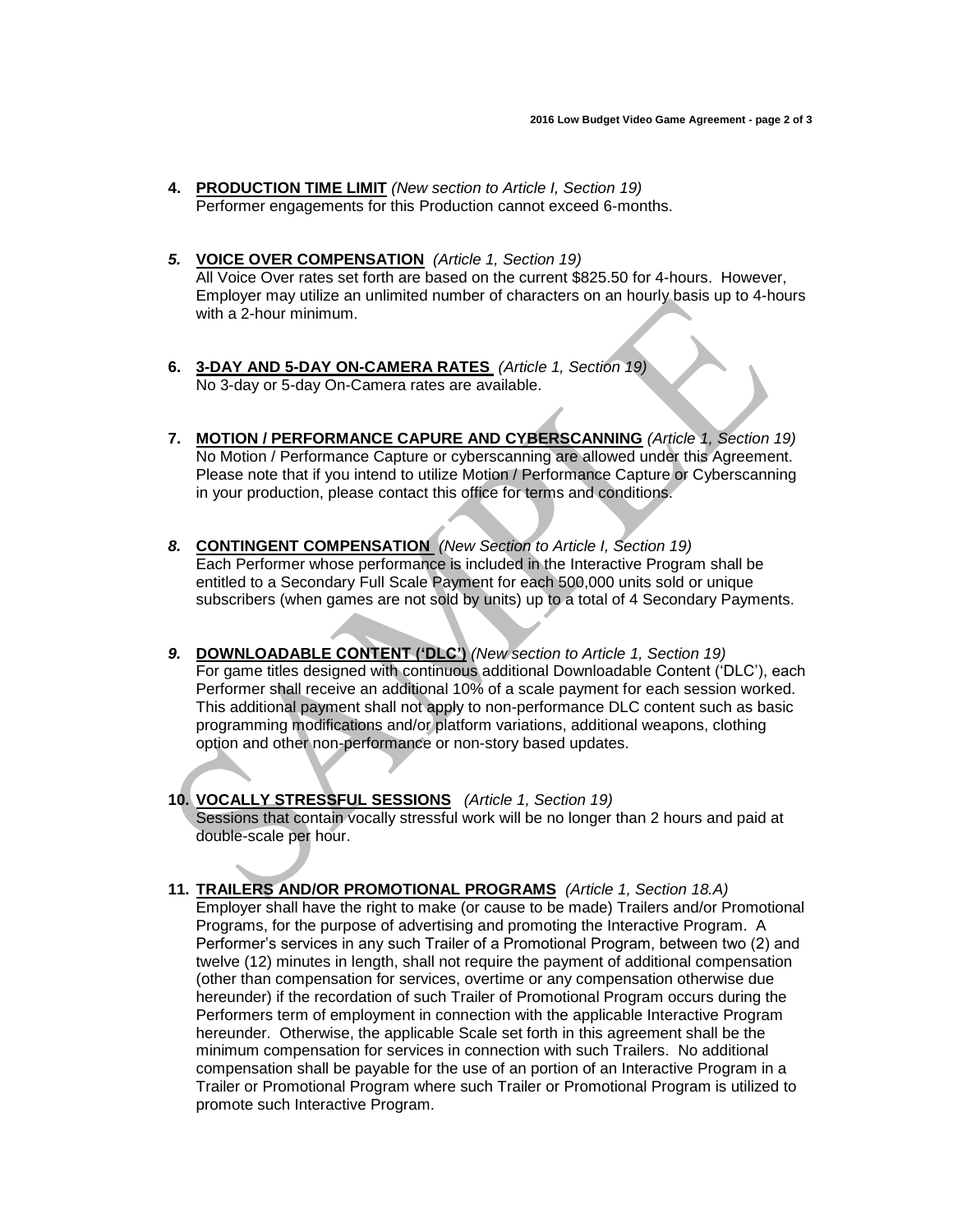4. **PRODUCTION TIME LIMIT** *(New section to Article I, Section 19)*
   Performer engagements for this Production cannot exceed 6-months.

*5.* **VOICE OVER COMPENSATION** *(Article 1, Section 19)*
   All Voice Over rates set forth are based on the current $825.50 for 4-hours. However, Employer may utilize an unlimited number of characters on an hourly basis up to 4-hours with a 2-hour minimum.

6. **3-DAY AND 5-DAY ON-CAMERA RATES** *(Article 1, Section 19)*
   No 3-day or 5-day On-Camera rates are available.

7. **MOTION / PERFORMANCE CAPURE AND CYBERSCANNING** *(Article 1, Section 19)*
   No Motion / Performance Capture or cyberscanning are allowed under this Agreement. Please note that if you intend to utilize Motion / Performance Capture or Cyberscanning in your production, please contact this office for terms and conditions.

*8.* **CONTINGENT COMPENSATION** *(New Section to Article I, Section 19)*
   Each Performer whose performance is included in the Interactive Program shall be entitled to a Secondary Full Scale Payment for each 500,000 units sold or unique subscribers (when games are not sold by units) up to a total of 4 Secondary Payments.

*9.* **DOWNLOADABLE CONTENT ('DLC')** *(New section to Article 1, Section 19)*
   For game titles designed with continuous additional Downloadable Content ('DLC'), each Performer shall receive an additional 10% of a scale payment for each session worked. This additional payment shall not apply to non-performance DLC content such as basic programming modifications and/or platform variations, additional weapons, clothing option and other non-performance or non-story based updates.

10. **VOCALLY STRESSFUL SESSIONS** *(Article 1, Section 19)*
   Sessions that contain vocally stressful work will be no longer than 2 hours and paid at double-scale per hour.

11. **TRAILERS AND/OR PROMOTIONAL PROGRAMS** *(Article 1, Section 18.A)*
   Employer shall have the right to make (or cause to be made) Trailers and/or Promotional Programs, for the purpose of advertising and promoting the Interactive Program. A Performer's services in any such Trailer of a Promotional Program, between two (2) and twelve (12) minutes in length, shall not require the payment of additional compensation (other than compensation for services, overtime or any compensation otherwise due hereunder) if the recordation of such Trailer of Promotional Program occurs during the Performers term of employment in connection with the applicable Interactive Program hereunder. Otherwise, the applicable Scale set forth in this agreement shall be the minimum compensation for services in connection with such Trailers. No additional compensation shall be payable for the use of an portion of an Interactive Program in a Trailer or Promotional Program where such Trailer or Promotional Program is utilized to promote such Interactive Program.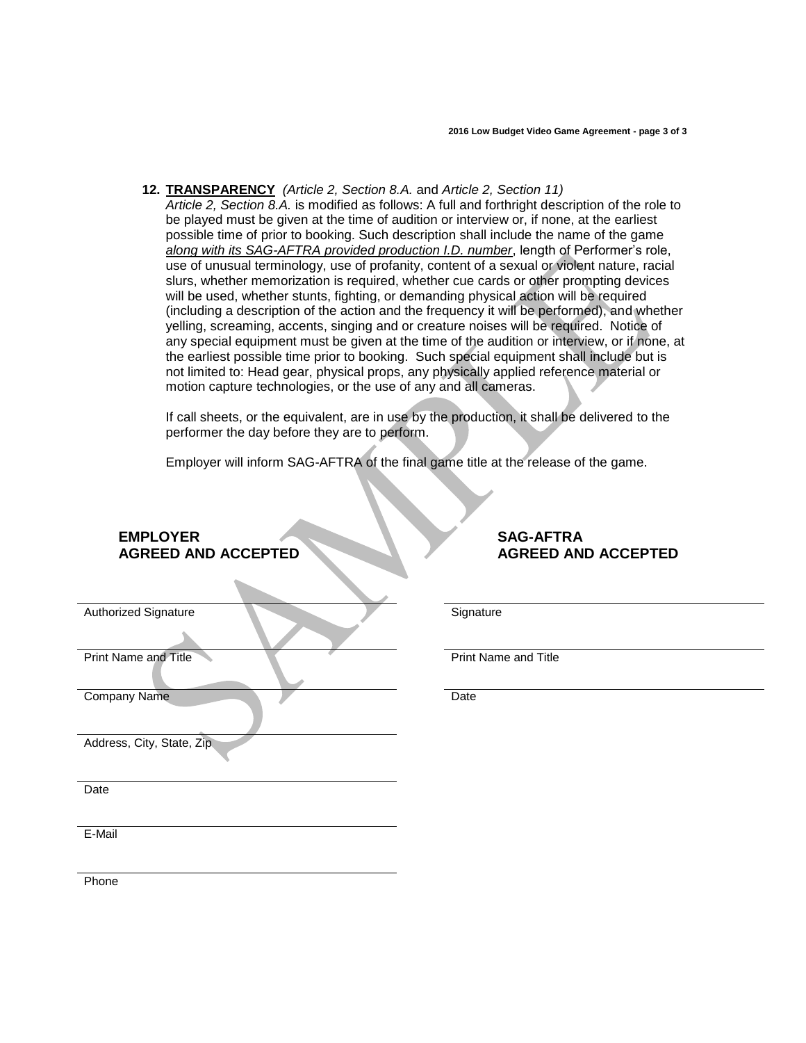**12. <u>TRANSPARENCY</u>** *(Article 2, Section 8.A.* and *Article 2, Section 11)*

*Article 2, Section 8.A.* is modified as follows: A full and forthright description of the role to be played must be given at the time of audition or interview or, if none, at the earliest possible time of prior to booking. Such description shall include the name of the game *<u>along with its SAG-AFTRA provided production I.D. number</u>*, length of Performer's role, use of unusual terminology, use of profanity, content of a sexual or violent nature, racial slurs, whether memorization is required, whether cue cards or other prompting devices will be used, whether stunts, fighting, or demanding physical action will be required (including a description of the action and the frequency it will be performed), and whether yelling, screaming, accents, singing and or creature noises will be required. Notice of any special equipment must be given at the time of the audition or interview, or if none, at the earliest possible time prior to booking. Such special equipment shall include but is not limited to: Head gear, physical props, any physically applied reference material or motion capture technologies, or the use of any and all cameras.

If call sheets, or the equivalent, are in use by the production, it shall be delivered to the performer the day before they are to perform.

Employer will inform SAG-AFTRA of the final game title at the release of the game.

**EMPLOYER**
**AGREED AND ACCEPTED**

Authorized Signature

Print Name and Title

Company Name

Address, City, State, Zip

Date

E-Mail

Phone

**SAG-AFTRA**
**AGREED AND ACCEPTED**

Signature

Print Name and Title

Date